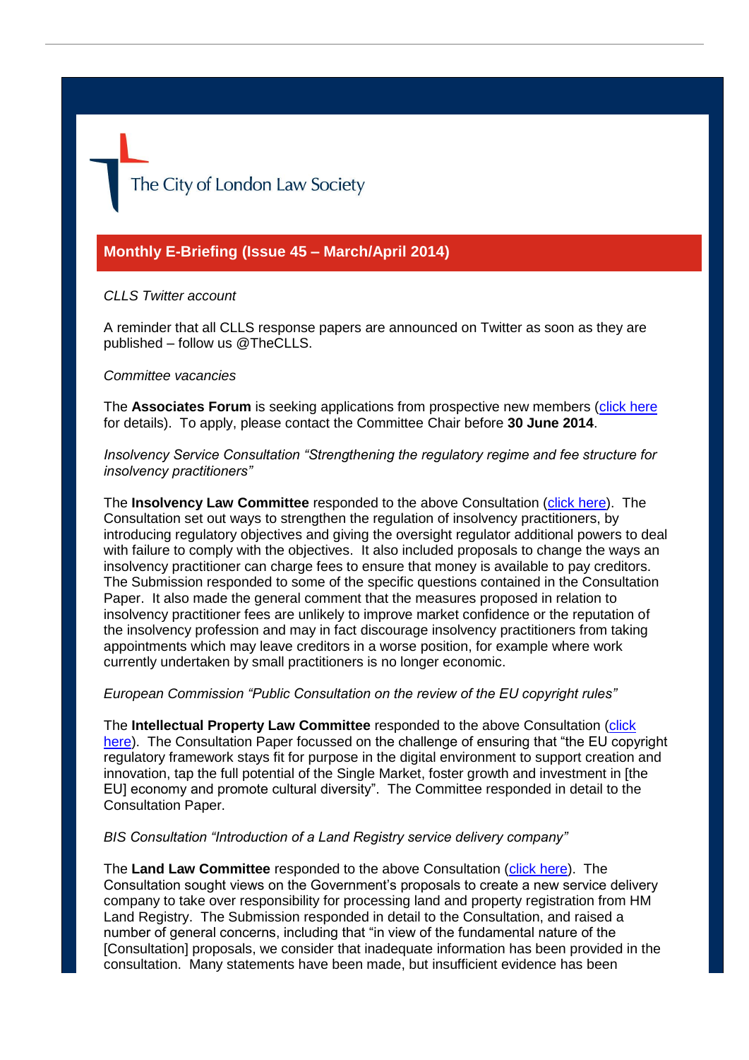The City of London Law Society

## Monthly E-Briefing (Issue 45 – March/April 2014)

*CLLS Twitter account*

A reminder that all CLLS response papers are announced on Twitter as soon as they are published – follow us @TheCLLS.

*Committee vacancies*

The **Associates Forum** is seeking applications from prospective new members (click here for details). To apply, please contact the Committee Chair before **30 June 2014**.

*Insolvency Service Consultation "Strengthening the regulatory regime and fee structure for insolvency practitioners"*

The **Insolvency Law Committee** responded to the above Consultation (click here). The Consultation set out ways to strengthen the regulation of insolvency practitioners, by introducing regulatory objectives and giving the oversight regulator additional powers to deal with failure to comply with the objectives. It also included proposals to change the ways an insolvency practitioner can charge fees to ensure that money is available to pay creditors. The Submission responded to some of the specific questions contained in the Consultation Paper. It also made the general comment that the measures proposed in relation to insolvency practitioner fees are unlikely to improve market confidence or the reputation of the insolvency profession and may in fact discourage insolvency practitioners from taking appointments which may leave creditors in a worse position, for example where work currently undertaken by small practitioners is no longer economic.

*European Commission "Public Consultation on the review of the EU copyright rules"*

The **Intellectual Property Law Committee** responded to the above Consultation (click here). The Consultation Paper focussed on the challenge of ensuring that "the EU copyright regulatory framework stays fit for purpose in the digital environment to support creation and innovation, tap the full potential of the Single Market, foster growth and investment in [the EU] economy and promote cultural diversity". The Committee responded in detail to the Consultation Paper.

*BIS Consultation "Introduction of a Land Registry service delivery company"*

The **Land Law Committee** responded to the above Consultation (click here). The Consultation sought views on the Government's proposals to create a new service delivery company to take over responsibility for processing land and property registration from HM Land Registry. The Submission responded in detail to the Consultation, and raised a number of general concerns, including that "in view of the fundamental nature of the [Consultation] proposals, we consider that inadequate information has been provided in the consultation. Many statements have been made, but insufficient evidence has been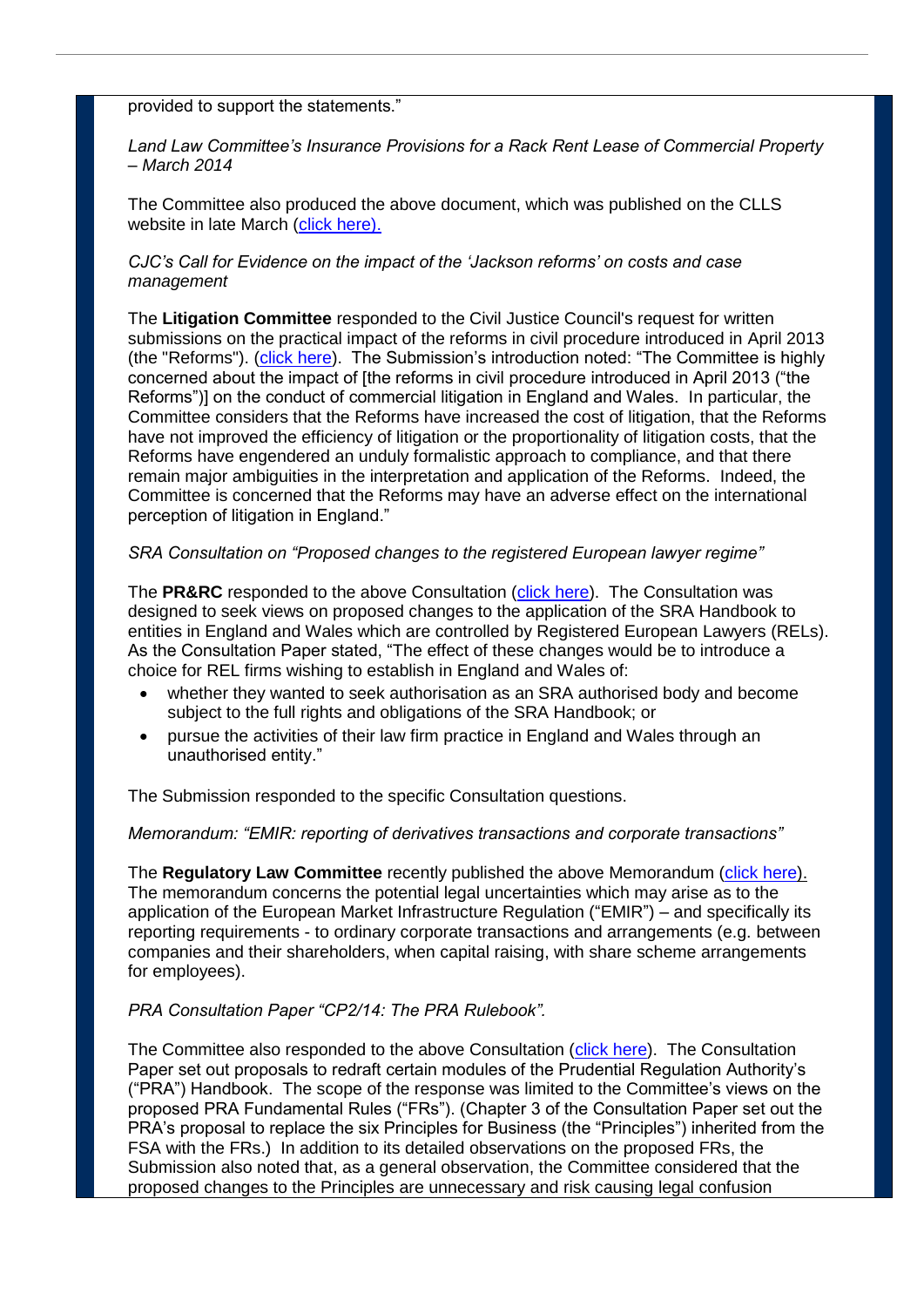provided to support the statements."

*Land Law Committee's Insurance Provisions for a Rack Rent Lease of Commercial Property – March 2014*

The Committee also produced the above document, which was published on the CLLS website in late March (click here).

*CJC's Call for Evidence on the impact of the 'Jackson reforms' on costs and case management*

The **Litigation Committee** responded to the Civil Justice Council's request for written submissions on the practical impact of the reforms in civil procedure introduced in April 2013 (the "Reforms"). (click here). The Submission's introduction noted: "The Committee is highly concerned about the impact of [the reforms in civil procedure introduced in April 2013 ("the Reforms")] on the conduct of commercial litigation in England and Wales. In particular, the Committee considers that the Reforms have increased the cost of litigation, that the Reforms have not improved the efficiency of litigation or the proportionality of litigation costs, that the Reforms have engendered an unduly formalistic approach to compliance, and that there remain major ambiguities in the interpretation and application of the Reforms. Indeed, the Committee is concerned that the Reforms may have an adverse effect on the international perception of litigation in England."

*SRA Consultation on "Proposed changes to the registered European lawyer regime"*

The **PR&RC** responded to the above Consultation (click here). The Consultation was designed to seek views on proposed changes to the application of the SRA Handbook to entities in England and Wales which are controlled by Registered European Lawyers (RELs). As the Consultation Paper stated, "The effect of these changes would be to introduce a choice for REL firms wishing to establish in England and Wales of:

- whether they wanted to seek authorisation as an SRA authorised body and become subject to the full rights and obligations of the SRA Handbook; or
- pursue the activities of their law firm practice in England and Wales through an unauthorised entity."

The Submission responded to the specific Consultation questions.

*Memorandum: "EMIR: reporting of derivatives transactions and corporate transactions"*

The **Regulatory Law Committee** recently published the above Memorandum (click here). The memorandum concerns the potential legal uncertainties which may arise as to the application of the European Market Infrastructure Regulation ("EMIR") – and specifically its reporting requirements - to ordinary corporate transactions and arrangements (e.g. between companies and their shareholders, when capital raising, with share scheme arrangements for employees).

*PRA Consultation Paper "CP2/14: The PRA Rulebook".*

The Committee also responded to the above Consultation (click here). The Consultation Paper set out proposals to redraft certain modules of the Prudential Regulation Authority's ("PRA") Handbook. The scope of the response was limited to the Committee's views on the proposed PRA Fundamental Rules ("FRs"). (Chapter 3 of the Consultation Paper set out the PRA's proposal to replace the six Principles for Business (the "Principles") inherited from the FSA with the FRs.) In addition to its detailed observations on the proposed FRs, the Submission also noted that, as a general observation, the Committee considered that the proposed changes to the Principles are unnecessary and risk causing legal confusion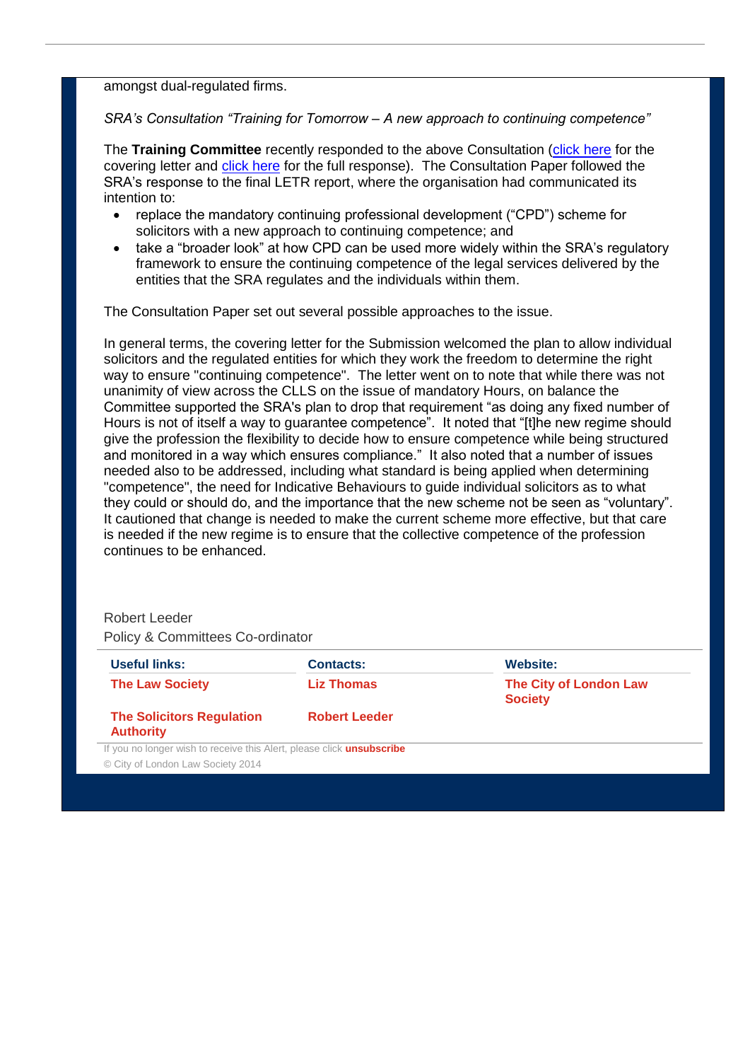amongst dual-regulated firms.

*SRA's Consultation "Training for Tomorrow – A new approach to continuing competence"*

The **Training Committee** recently responded to the above Consultation (click here for the covering letter and click here for the full response). The Consultation Paper followed the SRA's response to the final LETR report, where the organisation had communicated its intention to:

- replace the mandatory continuing professional development ("CPD") scheme for solicitors with a new approach to continuing competence; and
- take a "broader look" at how CPD can be used more widely within the SRA's regulatory framework to ensure the continuing competence of the legal services delivered by the entities that the SRA regulates and the individuals within them.

The Consultation Paper set out several possible approaches to the issue.

In general terms, the covering letter for the Submission welcomed the plan to allow individual solicitors and the regulated entities for which they work the freedom to determine the right way to ensure "continuing competence". The letter went on to note that while there was not unanimity of view across the CLLS on the issue of mandatory Hours, on balance the Committee supported the SRA's plan to drop that requirement "as doing any fixed number of Hours is not of itself a way to guarantee competence". It noted that "[t]he new regime should give the profession the flexibility to decide how to ensure competence while being structured and monitored in a way which ensures compliance." It also noted that a number of issues needed also to be addressed, including what standard is being applied when determining "competence", the need for Indicative Behaviours to guide individual solicitors as to what they could or should do, and the importance that the new scheme not be seen as "voluntary". It cautioned that change is needed to make the current scheme more effective, but that care is needed if the new regime is to ensure that the collective competence of the profession continues to be enhanced.

Robert Leeder
Policy & Committees Co-ordinator

| Useful links: | Contacts: | Website: |
| --- | --- | --- |
| **The Law Society** | **Liz Thomas** | **The City of London Law Society** |
| **The Solicitors Regulation Authority** | **Robert Leeder** | |

If you no longer wish to receive this Alert, please click **unsubscribe**

© City of London Law Society 2014